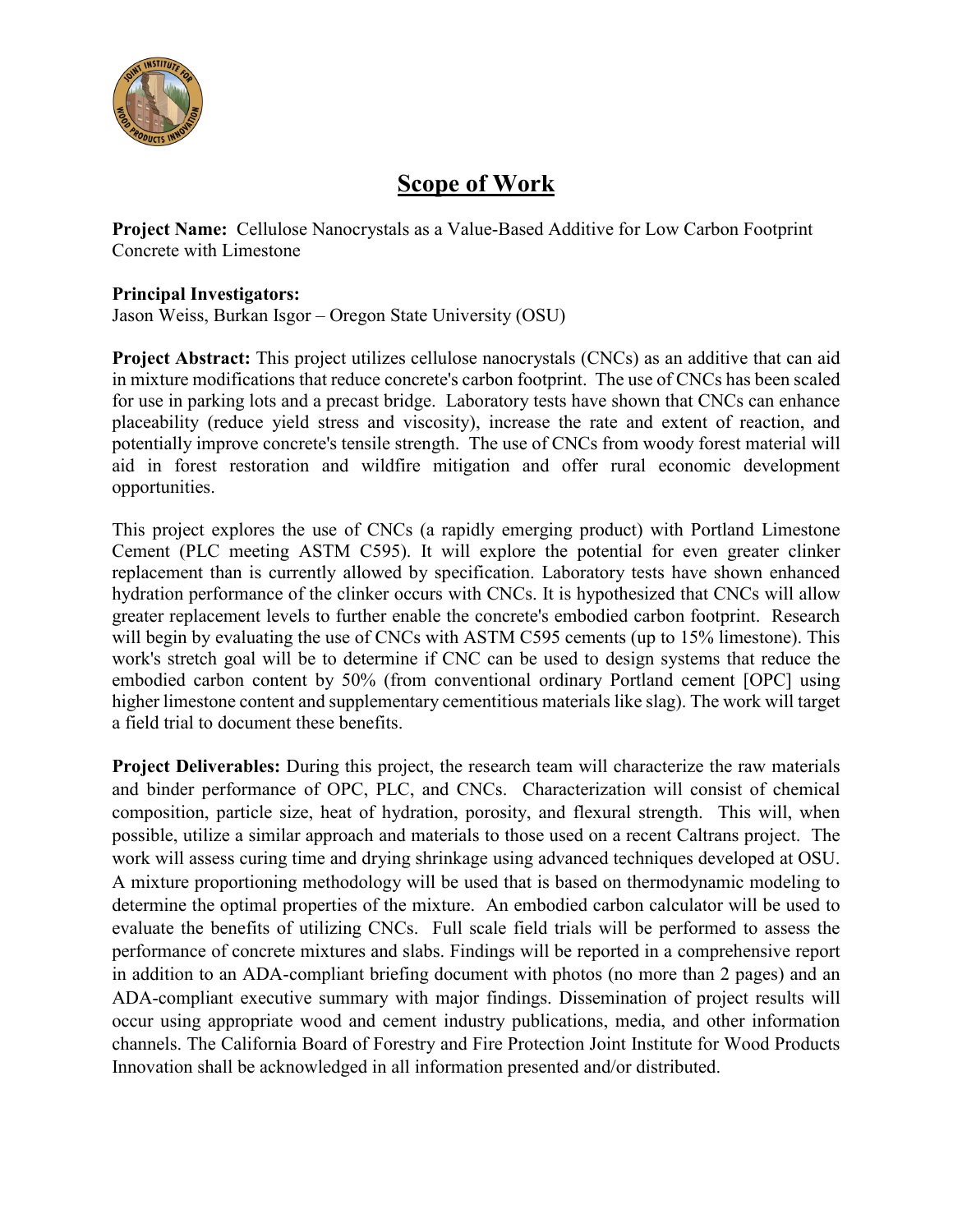# Scope of Work

**Project Name:** Cellulose Nanocrystals as a Value-Based Additive for Low Carbon Footprint Concrete with Limestone

**Principal Investigators:**
Jason Weiss, Burkan Isgor – Oregon State University (OSU)

**Project Abstract:** This project utilizes cellulose nanocrystals (CNCs) as an additive that can aid in mixture modifications that reduce concrete's carbon footprint. The use of CNCs has been scaled for use in parking lots and a precast bridge. Laboratory tests have shown that CNCs can enhance placeability (reduce yield stress and viscosity), increase the rate and extent of reaction, and potentially improve concrete's tensile strength. The use of CNCs from woody forest material will aid in forest restoration and wildfire mitigation and offer rural economic development opportunities.

This project explores the use of CNCs (a rapidly emerging product) with Portland Limestone Cement (PLC meeting ASTM C595). It will explore the potential for even greater clinker replacement than is currently allowed by specification. Laboratory tests have shown enhanced hydration performance of the clinker occurs with CNCs. It is hypothesized that CNCs will allow greater replacement levels to further enable the concrete's embodied carbon footprint. Research will begin by evaluating the use of CNCs with ASTM C595 cements (up to 15% limestone). This work's stretch goal will be to determine if CNC can be used to design systems that reduce the embodied carbon content by 50% (from conventional ordinary Portland cement [OPC] using higher limestone content and supplementary cementitious materials like slag). The work will target a field trial to document these benefits.

**Project Deliverables:** During this project, the research team will characterize the raw materials and binder performance of OPC, PLC, and CNCs. Characterization will consist of chemical composition, particle size, heat of hydration, porosity, and flexural strength. This will, when possible, utilize a similar approach and materials to those used on a recent Caltrans project. The work will assess curing time and drying shrinkage using advanced techniques developed at OSU. A mixture proportioning methodology will be used that is based on thermodynamic modeling to determine the optimal properties of the mixture. An embodied carbon calculator will be used to evaluate the benefits of utilizing CNCs. Full scale field trials will be performed to assess the performance of concrete mixtures and slabs. Findings will be reported in a comprehensive report in addition to an ADA-compliant briefing document with photos (no more than 2 pages) and an ADA-compliant executive summary with major findings. Dissemination of project results will occur using appropriate wood and cement industry publications, media, and other information channels. The California Board of Forestry and Fire Protection Joint Institute for Wood Products Innovation shall be acknowledged in all information presented and/or distributed.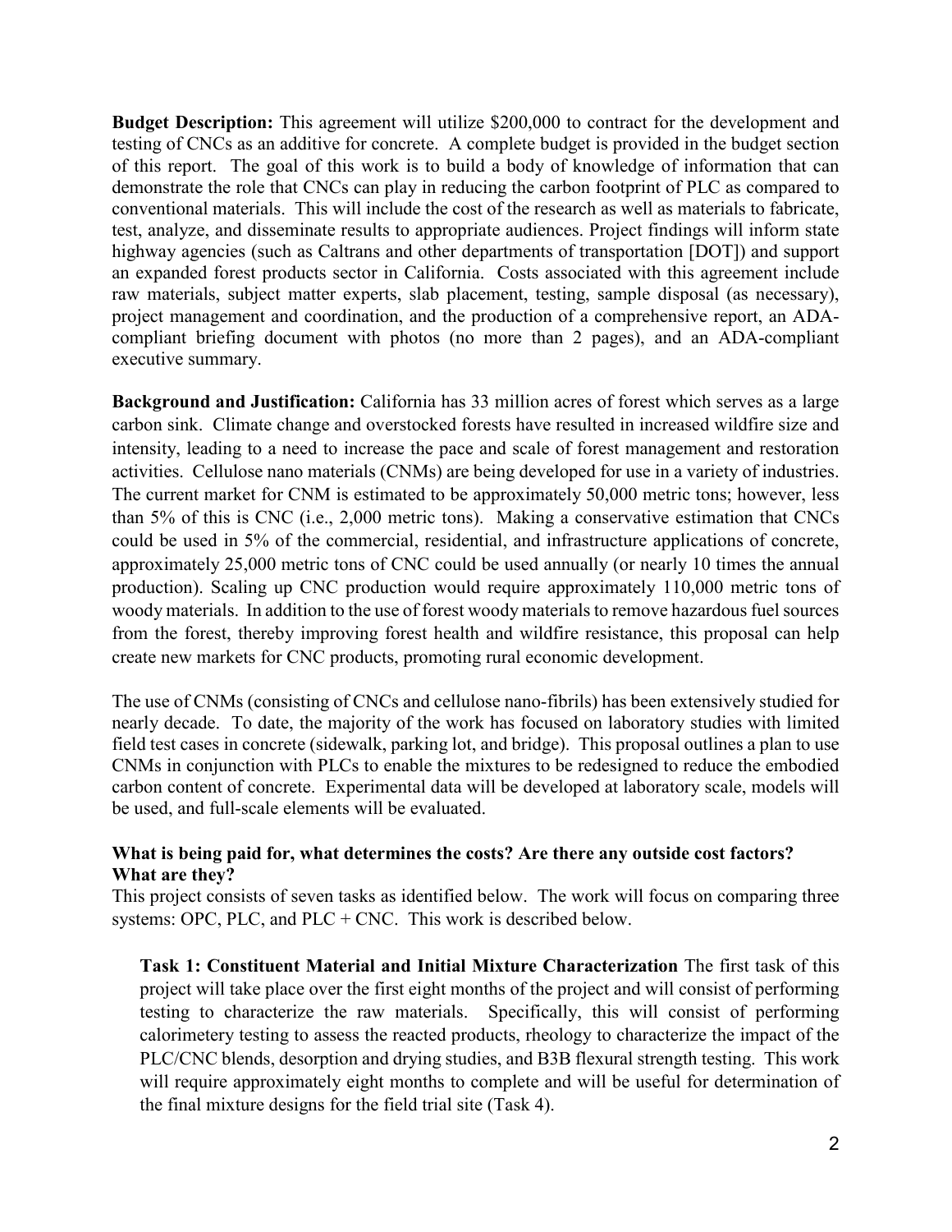**Budget Description:** This agreement will utilize $200,000 to contract for the development and testing of CNCs as an additive for concrete. A complete budget is provided in the budget section of this report. The goal of this work is to build a body of knowledge of information that can demonstrate the role that CNCs can play in reducing the carbon footprint of PLC as compared to conventional materials. This will include the cost of the research as well as materials to fabricate, test, analyze, and disseminate results to appropriate audiences. Project findings will inform state highway agencies (such as Caltrans and other departments of transportation [DOT]) and support an expanded forest products sector in California. Costs associated with this agreement include raw materials, subject matter experts, slab placement, testing, sample disposal (as necessary), project management and coordination, and the production of a comprehensive report, an ADA-compliant briefing document with photos (no more than 2 pages), and an ADA-compliant executive summary.

**Background and Justification:** California has 33 million acres of forest which serves as a large carbon sink. Climate change and overstocked forests have resulted in increased wildfire size and intensity, leading to a need to increase the pace and scale of forest management and restoration activities. Cellulose nano materials (CNMs) are being developed for use in a variety of industries. The current market for CNM is estimated to be approximately 50,000 metric tons; however, less than 5% of this is CNC (i.e., 2,000 metric tons). Making a conservative estimation that CNCs could be used in 5% of the commercial, residential, and infrastructure applications of concrete, approximately 25,000 metric tons of CNC could be used annually (or nearly 10 times the annual production). Scaling up CNC production would require approximately 110,000 metric tons of woody materials. In addition to the use of forest woody materials to remove hazardous fuel sources from the forest, thereby improving forest health and wildfire resistance, this proposal can help create new markets for CNC products, promoting rural economic development.

The use of CNMs (consisting of CNCs and cellulose nano-fibrils) has been extensively studied for nearly decade. To date, the majority of the work has focused on laboratory studies with limited field test cases in concrete (sidewalk, parking lot, and bridge). This proposal outlines a plan to use CNMs in conjunction with PLCs to enable the mixtures to be redesigned to reduce the embodied carbon content of concrete. Experimental data will be developed at laboratory scale, models will be used, and full-scale elements will be evaluated.

**What is being paid for, what determines the costs? Are there any outside cost factors? What are they?**

This project consists of seven tasks as identified below. The work will focus on comparing three systems: OPC, PLC, and PLC + CNC. This work is described below.

**Task 1: Constituent Material and Initial Mixture Characterization** The first task of this project will take place over the first eight months of the project and will consist of performing testing to characterize the raw materials. Specifically, this will consist of performing calorimetery testing to assess the reacted products, rheology to characterize the impact of the PLC/CNC blends, desorption and drying studies, and B3B flexural strength testing. This work will require approximately eight months to complete and will be useful for determination of the final mixture designs for the field trial site (Task 4).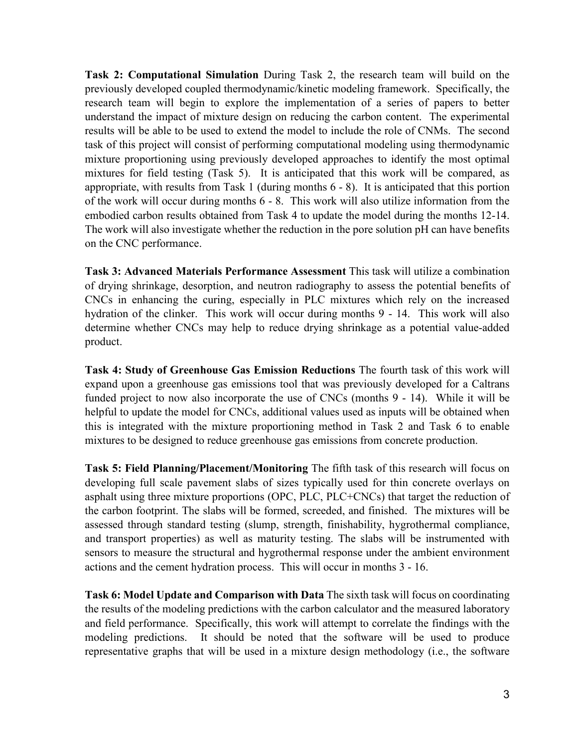**Task 2: Computational Simulation** During Task 2, the research team will build on the previously developed coupled thermodynamic/kinetic modeling framework. Specifically, the research team will begin to explore the implementation of a series of papers to better understand the impact of mixture design on reducing the carbon content. The experimental results will be able to be used to extend the model to include the role of CNMs. The second task of this project will consist of performing computational modeling using thermodynamic mixture proportioning using previously developed approaches to identify the most optimal mixtures for field testing (Task 5). It is anticipated that this work will be compared, as appropriate, with results from Task 1 (during months 6 - 8). It is anticipated that this portion of the work will occur during months 6 - 8. This work will also utilize information from the embodied carbon results obtained from Task 4 to update the model during the months 12-14. The work will also investigate whether the reduction in the pore solution pH can have benefits on the CNC performance.

**Task 3: Advanced Materials Performance Assessment** This task will utilize a combination of drying shrinkage, desorption, and neutron radiography to assess the potential benefits of CNCs in enhancing the curing, especially in PLC mixtures which rely on the increased hydration of the clinker. This work will occur during months 9 - 14. This work will also determine whether CNCs may help to reduce drying shrinkage as a potential value-added product.

**Task 4: Study of Greenhouse Gas Emission Reductions** The fourth task of this work will expand upon a greenhouse gas emissions tool that was previously developed for a Caltrans funded project to now also incorporate the use of CNCs (months 9 - 14). While it will be helpful to update the model for CNCs, additional values used as inputs will be obtained when this is integrated with the mixture proportioning method in Task 2 and Task 6 to enable mixtures to be designed to reduce greenhouse gas emissions from concrete production.

**Task 5: Field Planning/Placement/Monitoring** The fifth task of this research will focus on developing full scale pavement slabs of sizes typically used for thin concrete overlays on asphalt using three mixture proportions (OPC, PLC, PLC+CNCs) that target the reduction of the carbon footprint. The slabs will be formed, screeded, and finished. The mixtures will be assessed through standard testing (slump, strength, finishability, hygrothermal compliance, and transport properties) as well as maturity testing. The slabs will be instrumented with sensors to measure the structural and hygrothermal response under the ambient environment actions and the cement hydration process. This will occur in months 3 - 16.

**Task 6: Model Update and Comparison with Data** The sixth task will focus on coordinating the results of the modeling predictions with the carbon calculator and the measured laboratory and field performance. Specifically, this work will attempt to correlate the findings with the modeling predictions. It should be noted that the software will be used to produce representative graphs that will be used in a mixture design methodology (i.e., the software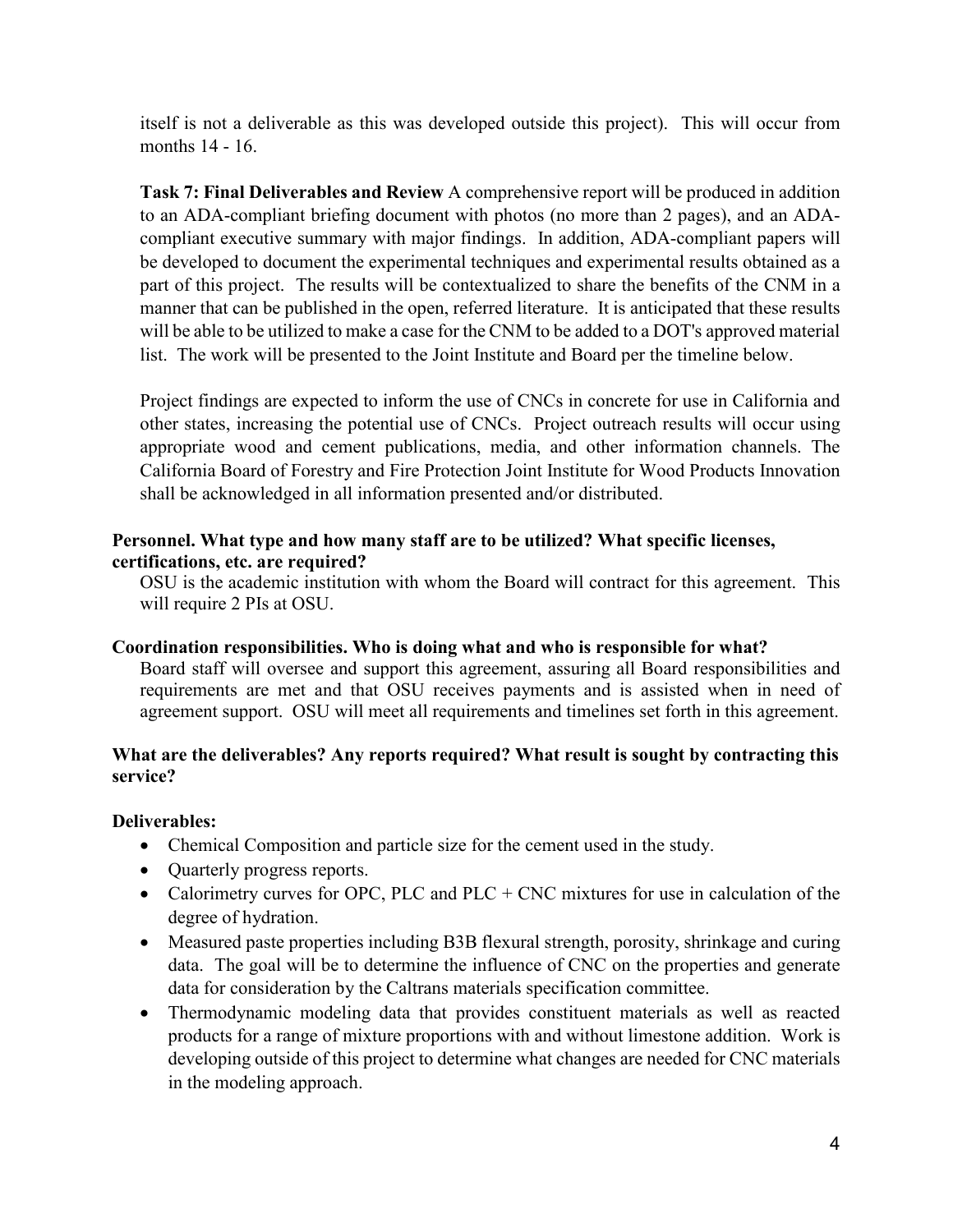itself is not a deliverable as this was developed outside this project). This will occur from months 14 - 16.

**Task 7: Final Deliverables and Review** A comprehensive report will be produced in addition to an ADA-compliant briefing document with photos (no more than 2 pages), and an ADA-compliant executive summary with major findings. In addition, ADA-compliant papers will be developed to document the experimental techniques and experimental results obtained as a part of this project. The results will be contextualized to share the benefits of the CNM in a manner that can be published in the open, referred literature. It is anticipated that these results will be able to be utilized to make a case for the CNM to be added to a DOT's approved material list. The work will be presented to the Joint Institute and Board per the timeline below.

Project findings are expected to inform the use of CNCs in concrete for use in California and other states, increasing the potential use of CNCs. Project outreach results will occur using appropriate wood and cement publications, media, and other information channels. The California Board of Forestry and Fire Protection Joint Institute for Wood Products Innovation shall be acknowledged in all information presented and/or distributed.

**Personnel. What type and how many staff are to be utilized? What specific licenses, certifications, etc. are required?**

OSU is the academic institution with whom the Board will contract for this agreement. This will require 2 PIs at OSU.

**Coordination responsibilities. Who is doing what and who is responsible for what?**

Board staff will oversee and support this agreement, assuring all Board responsibilities and requirements are met and that OSU receives payments and is assisted when in need of agreement support. OSU will meet all requirements and timelines set forth in this agreement.

**What are the deliverables? Any reports required? What result is sought by contracting this service?**

**Deliverables:**

- Chemical Composition and particle size for the cement used in the study.
- Quarterly progress reports.
- Calorimetry curves for OPC, PLC and PLC + CNC mixtures for use in calculation of the degree of hydration.
- Measured paste properties including B3B flexural strength, porosity, shrinkage and curing data. The goal will be to determine the influence of CNC on the properties and generate data for consideration by the Caltrans materials specification committee.
- Thermodynamic modeling data that provides constituent materials as well as reacted products for a range of mixture proportions with and without limestone addition. Work is developing outside of this project to determine what changes are needed for CNC materials in the modeling approach.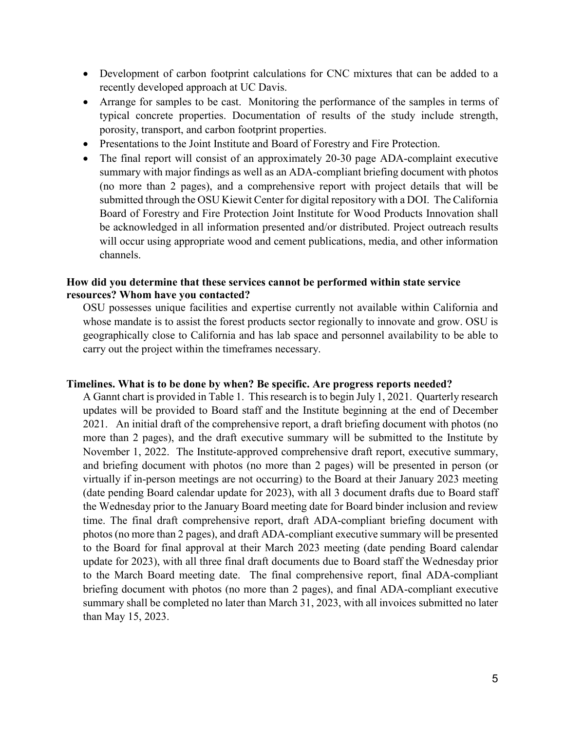- Development of carbon footprint calculations for CNC mixtures that can be added to a recently developed approach at UC Davis.
- Arrange for samples to be cast. Monitoring the performance of the samples in terms of typical concrete properties. Documentation of results of the study include strength, porosity, transport, and carbon footprint properties.
- Presentations to the Joint Institute and Board of Forestry and Fire Protection.
- The final report will consist of an approximately 20-30 page ADA-complaint executive summary with major findings as well as an ADA-compliant briefing document with photos (no more than 2 pages), and a comprehensive report with project details that will be submitted through the OSU Kiewit Center for digital repository with a DOI. The California Board of Forestry and Fire Protection Joint Institute for Wood Products Innovation shall be acknowledged in all information presented and/or distributed. Project outreach results will occur using appropriate wood and cement publications, media, and other information channels.

**How did you determine that these services cannot be performed within state service resources? Whom have you contacted?**

OSU possesses unique facilities and expertise currently not available within California and whose mandate is to assist the forest products sector regionally to innovate and grow. OSU is geographically close to California and has lab space and personnel availability to be able to carry out the project within the timeframes necessary.

**Timelines. What is to be done by when? Be specific. Are progress reports needed?**

A Gannt chart is provided in Table 1. This research is to begin July 1, 2021. Quarterly research updates will be provided to Board staff and the Institute beginning at the end of December 2021. An initial draft of the comprehensive report, a draft briefing document with photos (no more than 2 pages), and the draft executive summary will be submitted to the Institute by November 1, 2022. The Institute-approved comprehensive draft report, executive summary, and briefing document with photos (no more than 2 pages) will be presented in person (or virtually if in-person meetings are not occurring) to the Board at their January 2023 meeting (date pending Board calendar update for 2023), with all 3 document drafts due to Board staff the Wednesday prior to the January Board meeting date for Board binder inclusion and review time. The final draft comprehensive report, draft ADA-compliant briefing document with photos (no more than 2 pages), and draft ADA-compliant executive summary will be presented to the Board for final approval at their March 2023 meeting (date pending Board calendar update for 2023), with all three final draft documents due to Board staff the Wednesday prior to the March Board meeting date. The final comprehensive report, final ADA-compliant briefing document with photos (no more than 2 pages), and final ADA-compliant executive summary shall be completed no later than March 31, 2023, with all invoices submitted no later than May 15, 2023.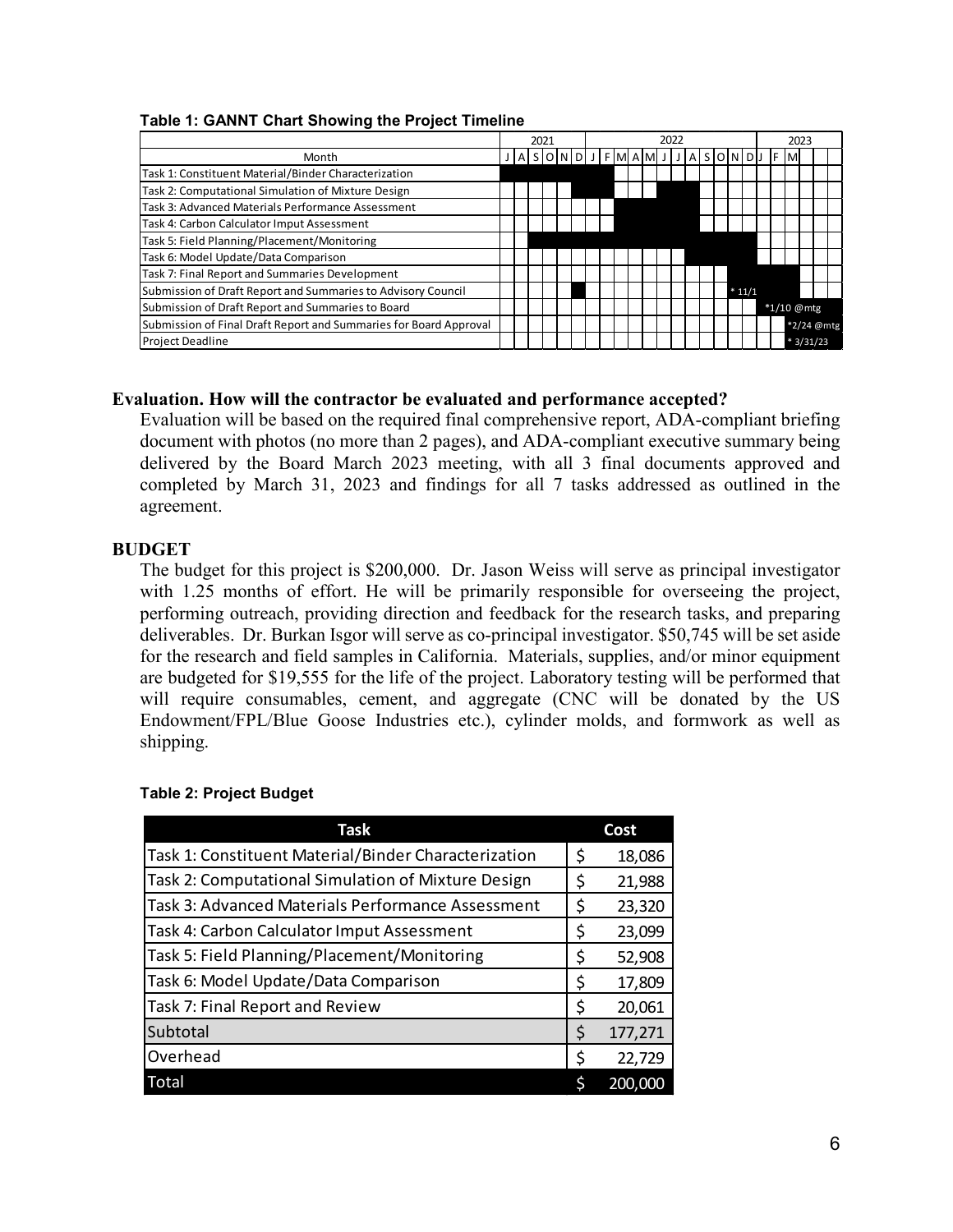**Table 1: GANNT Chart Showing the Project Timeline**

| Month (2021: J A S O N D; 2022: J F M A M J J A S O N D; 2023: J F M) | |
|---|---|
| Task 1: Constituent Material/Binder Characterization | |
| Task 2: Computational Simulation of Mixture Design | |
| Task 3: Advanced Materials Performance Assessment | |
| Task 4: Carbon Calculator Imput Assessment | |
| Task 5: Field Planning/Placement/Monitoring | |
| Task 6: Model Update/Data Comparison | |
| Task 7: Final Report and Summaries Development | |
| Submission of Draft Report and Summaries to Advisory Council | * 11/1 |
| Submission of Draft Report and Summaries to Board | *1/10 @mtg |
| Submission of Final Draft Report and Summaries for Board Approval | *2/24 @mtg |
| Project Deadline | * 3/31/23 |

**Evaluation. How will the contractor be evaluated and performance accepted?**

Evaluation will be based on the required final comprehensive report, ADA-compliant briefing document with photos (no more than 2 pages), and ADA-compliant executive summary being delivered by the Board March 2023 meeting, with all 3 final documents approved and completed by March 31, 2023 and findings for all 7 tasks addressed as outlined in the agreement.

**BUDGET**

The budget for this project is $200,000. Dr. Jason Weiss will serve as principal investigator with 1.25 months of effort. He will be primarily responsible for overseeing the project, performing outreach, providing direction and feedback for the research tasks, and preparing deliverables. Dr. Burkan Isgor will serve as co-principal investigator. $50,745 will be set aside for the research and field samples in California. Materials, supplies, and/or minor equipment are budgeted for $19,555 for the life of the project. Laboratory testing will be performed that will require consumables, cement, and aggregate (CNC will be donated by the US Endowment/FPL/Blue Goose Industries etc.), cylinder molds, and formwork as well as shipping.

**Table 2: Project Budget**

| Task | Cost |
|---|---|
| Task 1: Constituent Material/Binder Characterization | $ 18,086 |
| Task 2: Computational Simulation of Mixture Design | $ 21,988 |
| Task 3: Advanced Materials Performance Assessment | $ 23,320 |
| Task 4: Carbon Calculator Imput Assessment | $ 23,099 |
| Task 5: Field Planning/Placement/Monitoring | $ 52,908 |
| Task 6: Model Update/Data Comparison | $ 17,809 |
| Task 7: Final Report and Review | $ 20,061 |
| Subtotal | $ 177,271 |
| Overhead | $ 22,729 |
| Total | $ 200,000 |